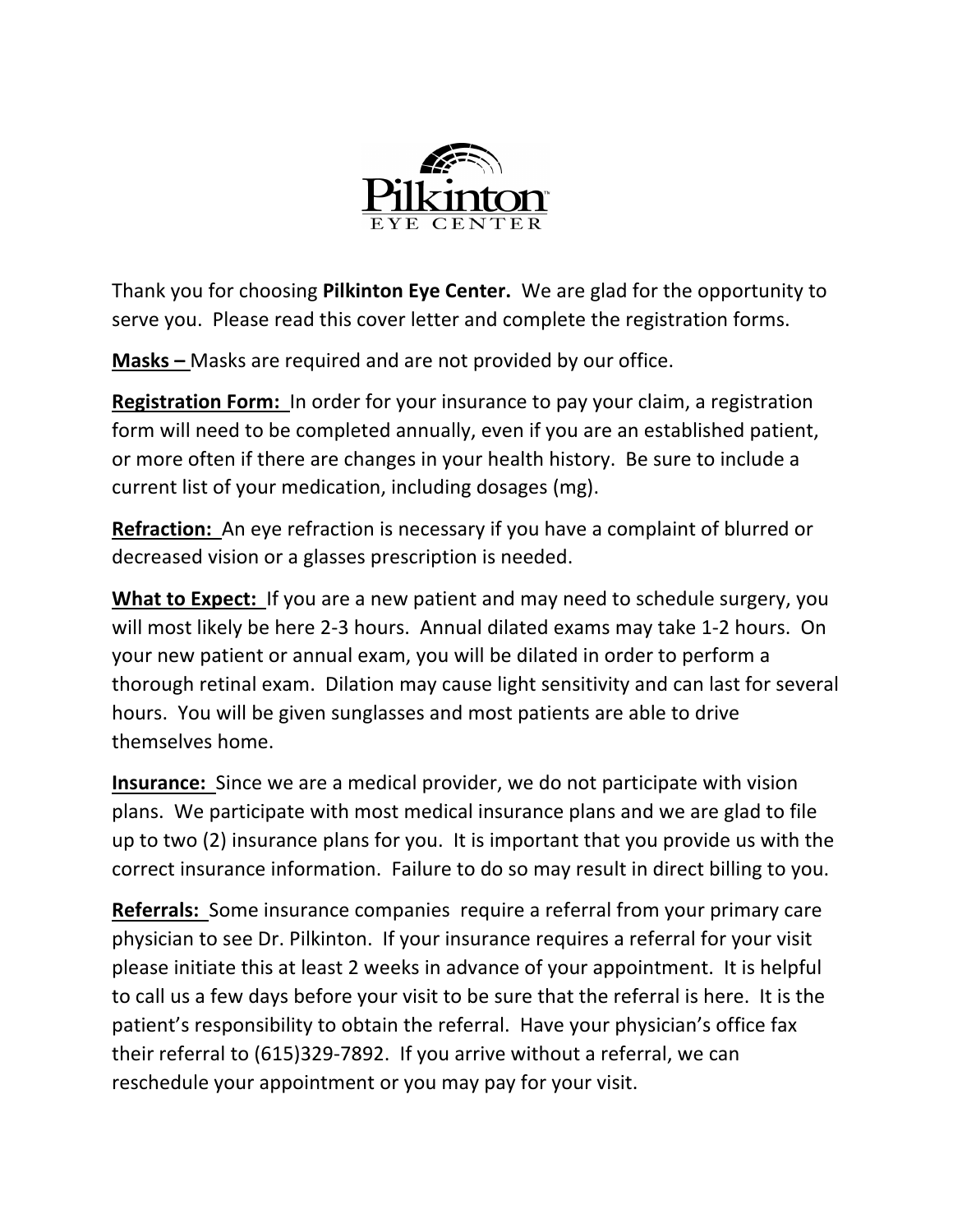# Pilkinton EYE CENTER

Thank you for choosing **Pilkinton Eye Center.** We are glad for the opportunity to serve you. Please read this cover letter and complete the registration forms.

**Masks –** Masks are required and are not provided by our office.

**Registration Form:** In order for your insurance to pay your claim, a registration form will need to be completed annually, even if you are an established patient, or more often if there are changes in your health history. Be sure to include a current list of your medication, including dosages (mg).

**Refraction:** An eye refraction is necessary if you have a complaint of blurred or decreased vision or a glasses prescription is needed.

**What to Expect:** If you are a new patient and may need to schedule surgery, you will most likely be here 2-3 hours. Annual dilated exams may take 1-2 hours. On your new patient or annual exam, you will be dilated in order to perform a thorough retinal exam. Dilation may cause light sensitivity and can last for several hours. You will be given sunglasses and most patients are able to drive themselves home.

**Insurance:** Since we are a medical provider, we do not participate with vision plans. We participate with most medical insurance plans and we are glad to file up to two (2) insurance plans for you. It is important that you provide us with the correct insurance information. Failure to do so may result in direct billing to you.

**Referrals:** Some insurance companies require a referral from your primary care physician to see Dr. Pilkinton. If your insurance requires a referral for your visit please initiate this at least 2 weeks in advance of your appointment. It is helpful to call us a few days before your visit to be sure that the referral is here. It is the patient's responsibility to obtain the referral. Have your physician's office fax their referral to (615)329-7892. If you arrive without a referral, we can reschedule your appointment or you may pay for your visit.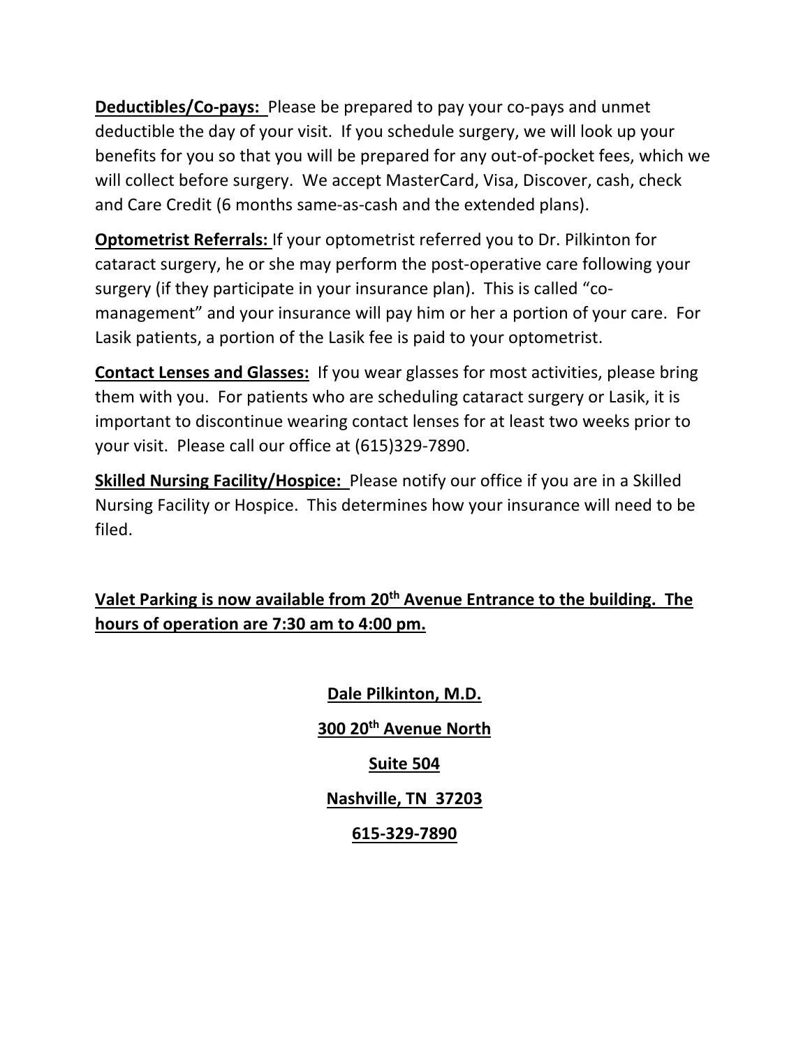**Deductibles/Co-pays:** Please be prepared to pay your co-pays and unmet deductible the day of your visit. If you schedule surgery, we will look up your benefits for you so that you will be prepared for any out-of-pocket fees, which we will collect before surgery. We accept MasterCard, Visa, Discover, cash, check and Care Credit (6 months same-as-cash and the extended plans).

**Optometrist Referrals:** If your optometrist referred you to Dr. Pilkinton for cataract surgery, he or she may perform the post-operative care following your surgery (if they participate in your insurance plan). This is called "co-management" and your insurance will pay him or her a portion of your care. For Lasik patients, a portion of the Lasik fee is paid to your optometrist.

**Contact Lenses and Glasses:** If you wear glasses for most activities, please bring them with you. For patients who are scheduling cataract surgery or Lasik, it is important to discontinue wearing contact lenses for at least two weeks prior to your visit. Please call our office at (615)329-7890.

**Skilled Nursing Facility/Hospice:** Please notify our office if you are in a Skilled Nursing Facility or Hospice. This determines how your insurance will need to be filed.

**Valet Parking is now available from 20th Avenue Entrance to the building. The hours of operation are 7:30 am to 4:00 pm.**

**Dale Pilkinton, M.D.**

**300 20th Avenue North**

**Suite 504**

**Nashville, TN 37203**

**615-329-7890**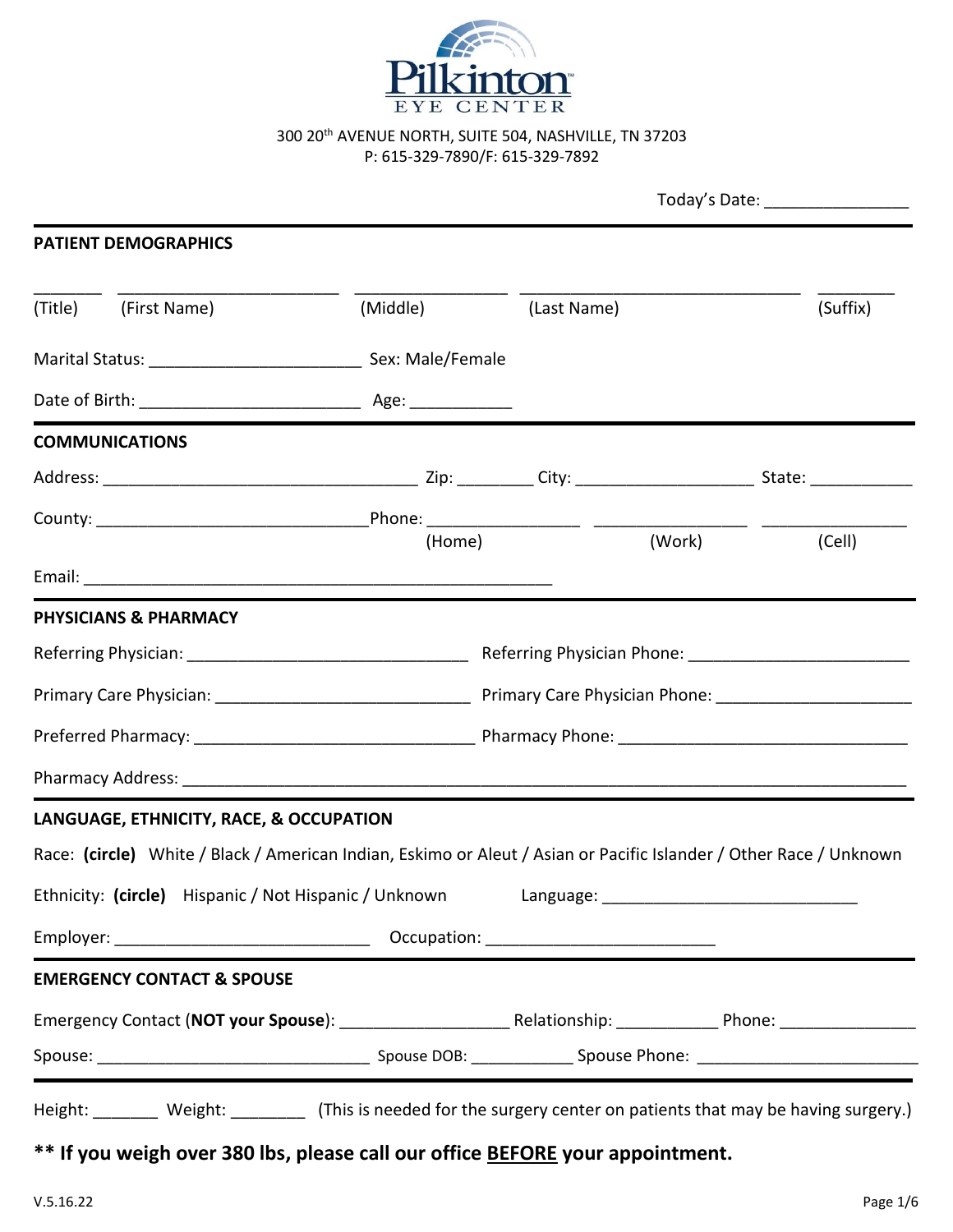# Pilkinton EYE CENTER

300 20th AVENUE NORTH, SUITE 504, NASHVILLE, TN 37203
P: 615-329-7890/F: 615-329-7892

Today's Date: _______________

## PATIENT DEMOGRAPHICS

_______ _______________________ ________________ _____________________________ ________
(Title) (First Name) (Middle) (Last Name) (Suffix)

Marital Status: ______________________ Sex: Male/Female

Date of Birth: ______________________ Age: __________

## COMMUNICATIONS

Address: _________________________________ Zip: ________ City: ___________________ State: __________

County: _____________________________ Phone: ________________ ________________ _______________
(Home) (Work) (Cell)

Email: ___________________________________________________

## PHYSICIANS & PHARMACY

Referring Physician: ______________________________ Referring Physician Phone: ________________________

Primary Care Physician: ___________________________ Primary Care Physician Phone: _____________________

Preferred Pharmacy: ______________________________ Pharmacy Phone: _______________________________

Pharmacy Address: _______________________________________________________________________________

## LANGUAGE, ETHNICITY, RACE, & OCCUPATION

Race: **(circle)** White / Black / American Indian, Eskimo or Aleut / Asian or Pacific Islander / Other Race / Unknown

Ethnicity: **(circle)** Hispanic / Not Hispanic / Unknown Language: ___________________________

Employer: ____________________________ Occupation: _________________________

## EMERGENCY CONTACT & SPOUSE

Emergency Contact (**NOT your Spouse**): __________________ Relationship: __________ Phone: _______________

Spouse: ______________________________ Spouse DOB: ___________ Spouse Phone: ________________________

Height: _______ Weight: ________ (This is needed for the surgery center on patients that may be having surgery.)

**\*\* If you weigh over 380 lbs, please call our office <u>BEFORE</u> your appointment.**

V.5.16.22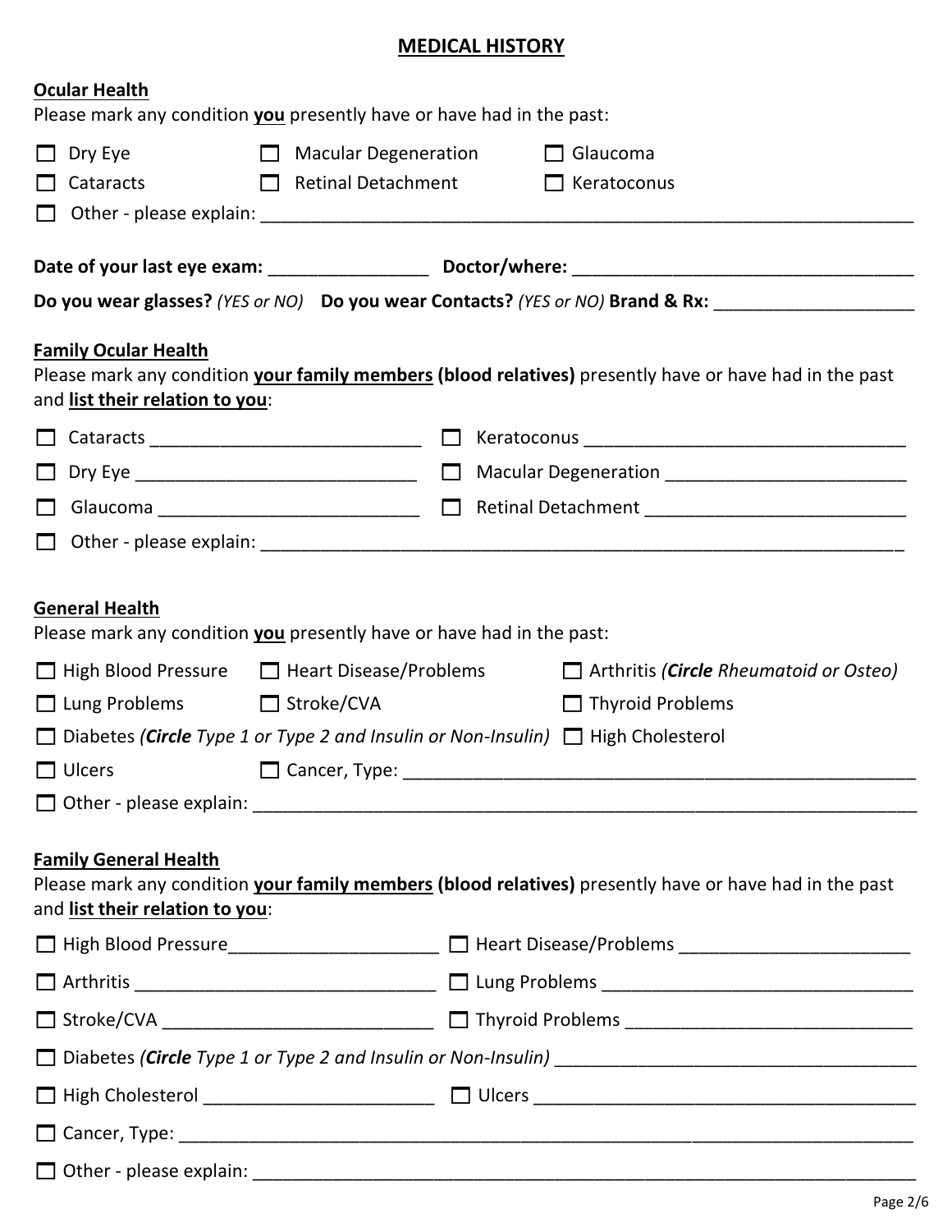# MEDICAL HISTORY

## Ocular Health

Please mark any condition **you** presently have or have had in the past:

- ☐ Dry Eye
- ☐ Macular Degeneration
- ☐ Glaucoma
- ☐ Cataracts
- ☐ Retinal Detachment
- ☐ Keratoconus
- ☐ Other - please explain: ______________________________________________________________________

**Date of your last eye exam:** ________________ **Doctor/where:** ___________________________________

**Do you wear glasses?** *(YES or NO)* **Do you wear Contacts?** *(YES or NO)* **Brand & Rx:** ____________________

## Family Ocular Health

Please mark any condition **your family members (blood relatives)** presently have or have had in the past and **list their relation to you**:

- ☐ Cataracts __________________________
- ☐ Keratoconus ________________________________
- ☐ Dry Eye ____________________________
- ☐ Macular Degeneration ________________________
- ☐ Glaucoma __________________________
- ☐ Retinal Detachment __________________________
- ☐ Other - please explain: _____________________________________________________________________

## General Health

Please mark any condition **you** presently have or have had in the past:

- ☐ High Blood Pressure
- ☐ Heart Disease/Problems
- ☐ Arthritis *(**Circle** Rheumatoid or Osteo)*
- ☐ Lung Problems
- ☐ Stroke/CVA
- ☐ Thyroid Problems
- ☐ Diabetes *(**Circle** Type 1 or Type 2 and Insulin or Non-Insulin)*
- ☐ High Cholesterol
- ☐ Ulcers
- ☐ Cancer, Type: _____________________________________________________
- ☐ Other - please explain: ______________________________________________________________________

## Family General Health

Please mark any condition **your family members (blood relatives)** presently have or have had in the past and **list their relation to you**:

- ☐ High Blood Pressure_____________________
- ☐ Heart Disease/Problems _______________________
- ☐ Arthritis ______________________________
- ☐ Lung Problems ________________________________
- ☐ Stroke/CVA ___________________________
- ☐ Thyroid Problems _____________________________
- ☐ Diabetes *(**Circle** Type 1 or Type 2 and Insulin or Non-Insulin)* ___________________________________
- ☐ High Cholesterol _______________________
- ☐ Ulcers ______________________________________
- ☐ Cancer, Type: __________________________________________________________________________
- ☐ Other - please explain: ______________________________________________________________________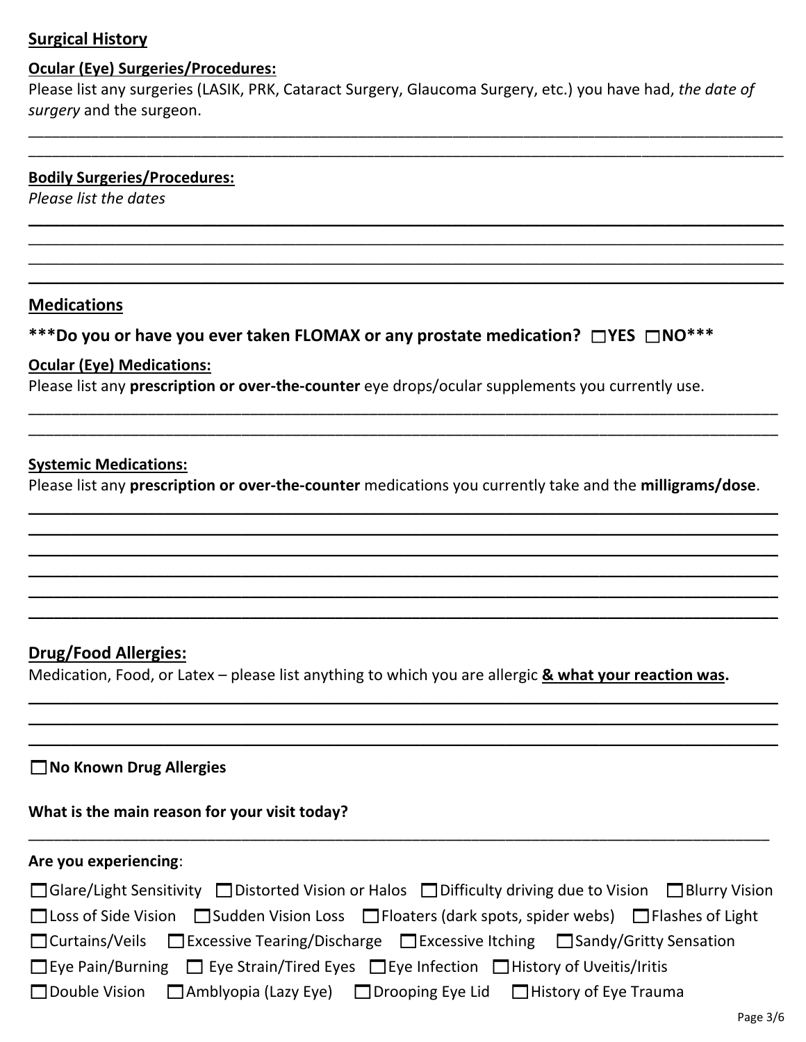## Surgical History

**Ocular (Eye) Surgeries/Procedures:**

Please list any surgeries (LASIK, PRK, Cataract Surgery, Glaucoma Surgery, etc.) you have had, *the date of surgery* and the surgeon.

______________________________________________________________________________________

______________________________________________________________________________________

**Bodily Surgeries/Procedures:**

*Please list the dates*

______________________________________________________________________________________

______________________________________________________________________________________

______________________________________________________________________________________

______________________________________________________________________________________

## Medications

**\*\*\*Do you or have you ever taken FLOMAX or any prostate medication? ☐YES ☐NO\*\*\***

**Ocular (Eye) Medications:**

Please list any **prescription or over-the-counter** eye drops/ocular supplements you currently use.

______________________________________________________________________________________

______________________________________________________________________________________

**Systemic Medications:**

Please list any **prescription or over-the-counter** medications you currently take and the **milligrams/dose**.

______________________________________________________________________________________

______________________________________________________________________________________

______________________________________________________________________________________

______________________________________________________________________________________

______________________________________________________________________________________

______________________________________________________________________________________

## Drug/Food Allergies:

Medication, Food, or Latex – please list anything to which you are allergic **& what your reaction was.**

______________________________________________________________________________________

______________________________________________________________________________________

______________________________________________________________________________________

☐ **No Known Drug Allergies**

**What is the main reason for your visit today?**

______________________________________________________________________________________

**Are you experiencing**:

☐ Glare/Light Sensitivity ☐ Distorted Vision or Halos ☐ Difficulty driving due to Vision ☐ Blurry Vision

☐ Loss of Side Vision ☐ Sudden Vision Loss ☐ Floaters (dark spots, spider webs) ☐ Flashes of Light

☐ Curtains/Veils ☐ Excessive Tearing/Discharge ☐ Excessive Itching ☐ Sandy/Gritty Sensation

☐ Eye Pain/Burning ☐ Eye Strain/Tired Eyes ☐ Eye Infection ☐ History of Uveitis/Iritis

☐ Double Vision ☐ Amblyopia (Lazy Eye) ☐ Drooping Eye Lid ☐ History of Eye Trauma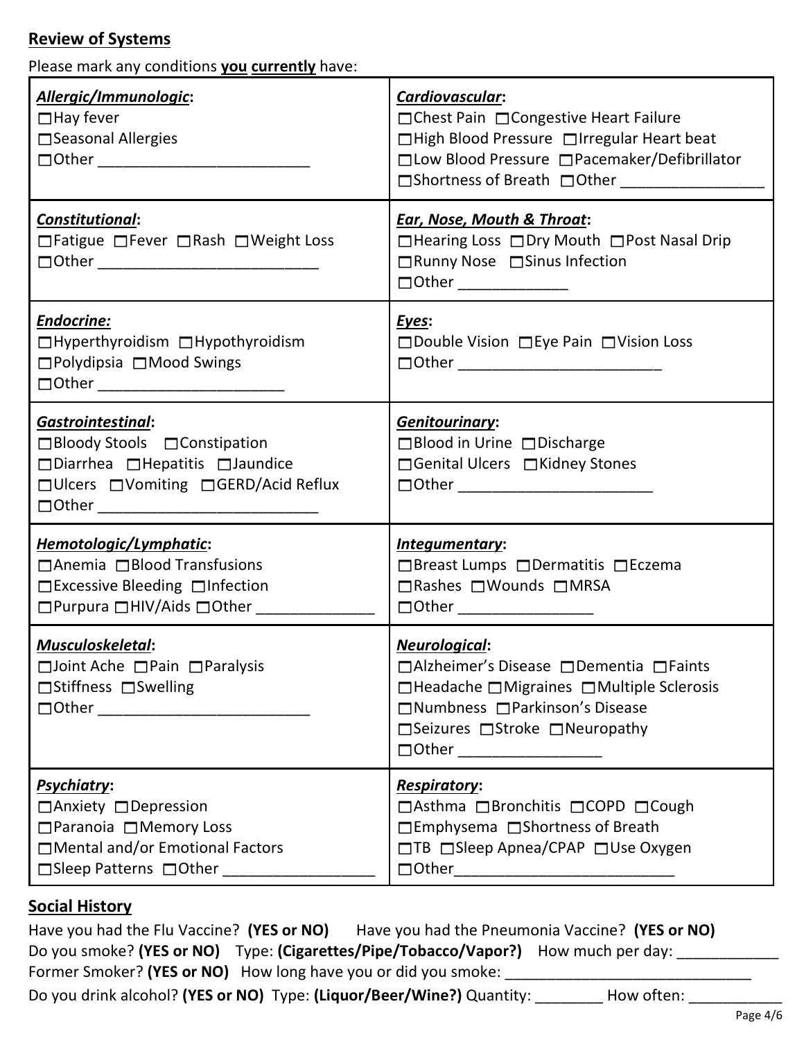## Review of Systems

Please mark any conditions **you currently** have:

| | |
|---|---|
| ***Allergic/Immunologic*:**<br>☐Hay fever<br>☐Seasonal Allergies<br>☐Other ________________________ | ***Cardiovascular*:**<br>☐Chest Pain ☐Congestive Heart Failure<br>☐High Blood Pressure ☐Irregular Heart beat<br>☐Low Blood Pressure ☐Pacemaker/Defibrillator<br>☐Shortness of Breath ☐Other ________________ |
| ***Constitutional*:**<br>☐Fatigue ☐Fever ☐Rash ☐Weight Loss<br>☐Other __________________________ | ***Ear, Nose, Mouth & Throat*:**<br>☐Hearing Loss ☐Dry Mouth ☐Post Nasal Drip<br>☐Runny Nose ☐Sinus Infection<br>☐Other _____________ |
| ***Endocrine:***<br>☐Hyperthyroidism ☐Hypothyroidism<br>☐Polydipsia ☐Mood Swings<br>☐Other _____________________ | ***Eyes*:**<br>☐Double Vision ☐Eye Pain ☐Vision Loss<br>☐Other ________________________ |
| ***Gastrointestinal*:**<br>☐Bloody Stools ☐Constipation<br>☐Diarrhea ☐Hepatitis ☐Jaundice<br>☐Ulcers ☐Vomiting ☐GERD/Acid Reflux<br>☐Other _________________________ | ***Genitourinary*:**<br>☐Blood in Urine ☐Discharge<br>☐Genital Ulcers ☐Kidney Stones<br>☐Other ______________________ |
| ***Hemotologic/Lymphatic*:**<br>☐Anemia ☐Blood Transfusions<br>☐Excessive Bleeding ☐Infection<br>☐Purpura ☐HIV/Aids ☐Other _____________ | ***Integumentary*:**<br>☐Breast Lumps ☐Dermatitis ☐Eczema<br>☐Rashes ☐Wounds ☐MRSA<br>☐Other ________________ |
| ***Musculoskeletal*:**<br>☐Joint Ache ☐Pain ☐Paralysis<br>☐Stiffness ☐Swelling<br>☐Other _________________________ | ***Neurological*:**<br>☐Alzheimer's Disease ☐Dementia ☐Faints<br>☐Headache ☐Migraines ☐Multiple Sclerosis<br>☐Numbness ☐Parkinson's Disease<br>☐Seizures ☐Stroke ☐Neuropathy<br>☐Other _________________ |
| ***Psychiatry*:**<br>☐Anxiety ☐Depression<br>☐Paranoia ☐Memory Loss<br>☐Mental and/or Emotional Factors<br>☐Sleep Patterns ☐Other _________________ | ***Respiratory*:**<br>☐Asthma ☐Bronchitis ☐COPD ☐Cough<br>☐Emphysema ☐Shortness of Breath<br>☐TB ☐Sleep Apnea/CPAP ☐Use Oxygen<br>☐Other__________________________ |

## Social History

Have you had the Flu Vaccine? **(YES or NO)** Have you had the Pneumonia Vaccine? **(YES or NO)**

Do you smoke? **(YES or NO)** Type: **(Cigarettes/Pipe/Tobacco/Vapor?)** How much per day: ____________

Former Smoker? **(YES or NO)** How long have you or did you smoke: ______________________________

Do you drink alcohol? **(YES or NO)** Type: **(Liquor/Beer/Wine?)** Quantity: ________ How often: ___________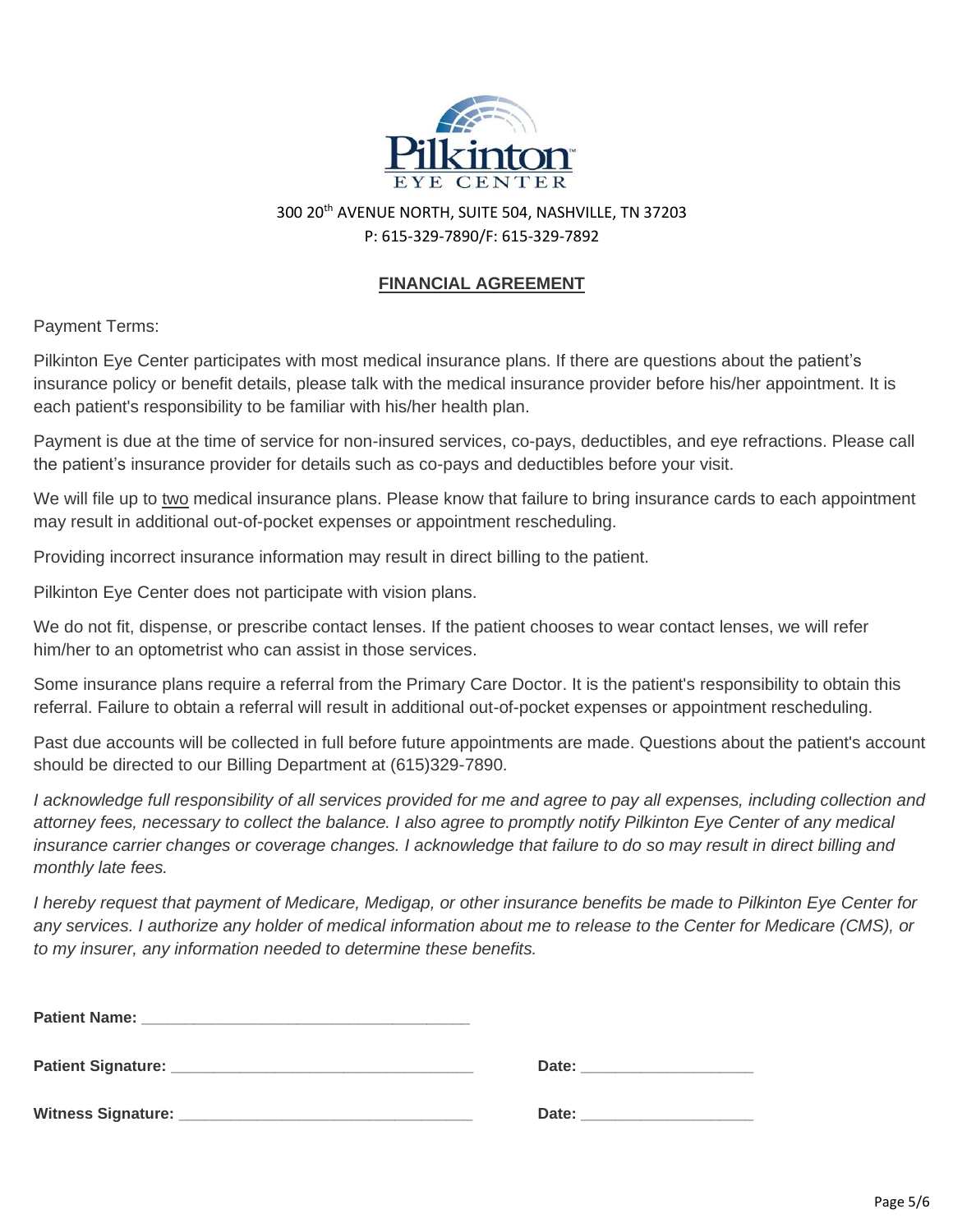Pilkinton EYE CENTER

300 20th AVENUE NORTH, SUITE 504, NASHVILLE, TN 37203

P: 615-329-7890/F: 615-329-7892

## FINANCIAL AGREEMENT

Payment Terms:

Pilkinton Eye Center participates with most medical insurance plans. If there are questions about the patient's insurance policy or benefit details, please talk with the medical insurance provider before his/her appointment. It is each patient's responsibility to be familiar with his/her health plan.

Payment is due at the time of service for non-insured services, co-pays, deductibles, and eye refractions. Please call the patient's insurance provider for details such as co-pays and deductibles before your visit.

We will file up to two medical insurance plans. Please know that failure to bring insurance cards to each appointment may result in additional out-of-pocket expenses or appointment rescheduling.

Providing incorrect insurance information may result in direct billing to the patient.

Pilkinton Eye Center does not participate with vision plans.

We do not fit, dispense, or prescribe contact lenses. If the patient chooses to wear contact lenses, we will refer him/her to an optometrist who can assist in those services.

Some insurance plans require a referral from the Primary Care Doctor. It is the patient's responsibility to obtain this referral. Failure to obtain a referral will result in additional out-of-pocket expenses or appointment rescheduling.

Past due accounts will be collected in full before future appointments are made. Questions about the patient's account should be directed to our Billing Department at (615)329-7890.

*I acknowledge full responsibility of all services provided for me and agree to pay all expenses, including collection and attorney fees, necessary to collect the balance. I also agree to promptly notify Pilkinton Eye Center of any medical insurance carrier changes or coverage changes. I acknowledge that failure to do so may result in direct billing and monthly late fees.*

*I hereby request that payment of Medicare, Medigap, or other insurance benefits be made to Pilkinton Eye Center for any services. I authorize any holder of medical information about me to release to the Center for Medicare (CMS), or to my insurer, any information needed to determine these benefits.*

**Patient Name:** ______________________________________

**Patient Signature:** ___________________________________ **Date:** ____________________

**Witness Signature:** __________________________________ **Date:** ____________________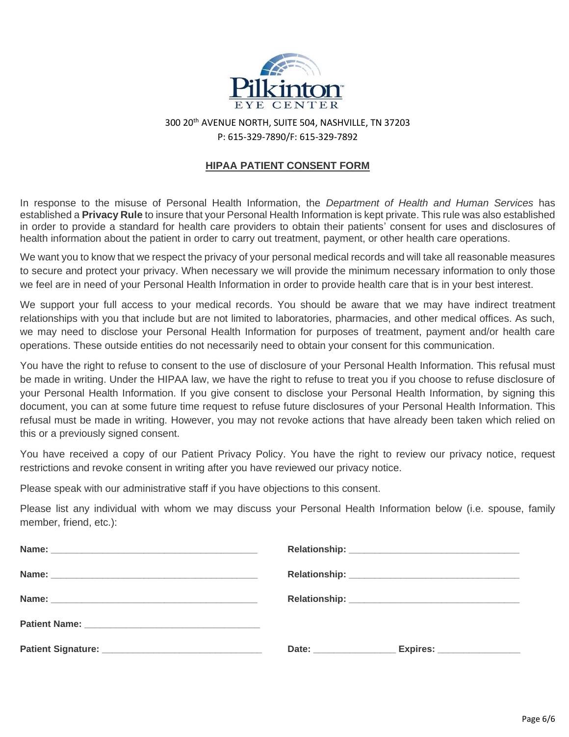Pilkinton EYE CENTER

300 20th AVENUE NORTH, SUITE 504, NASHVILLE, TN 37203

P: 615-329-7890/F: 615-329-7892

## HIPAA PATIENT CONSENT FORM

In response to the misuse of Personal Health Information, the *Department of Health and Human Services* has established a **Privacy Rule** to insure that your Personal Health Information is kept private. This rule was also established in order to provide a standard for health care providers to obtain their patients' consent for uses and disclosures of health information about the patient in order to carry out treatment, payment, or other health care operations.

We want you to know that we respect the privacy of your personal medical records and will take all reasonable measures to secure and protect your privacy. When necessary we will provide the minimum necessary information to only those we feel are in need of your Personal Health Information in order to provide health care that is in your best interest.

We support your full access to your medical records. You should be aware that we may have indirect treatment relationships with you that include but are not limited to laboratories, pharmacies, and other medical offices. As such, we may need to disclose your Personal Health Information for purposes of treatment, payment and/or health care operations. These outside entities do not necessarily need to obtain your consent for this communication.

You have the right to refuse to consent to the use of disclosure of your Personal Health Information. This refusal must be made in writing. Under the HIPAA law, we have the right to refuse to treat you if you choose to refuse disclosure of your Personal Health Information. If you give consent to disclose your Personal Health Information, by signing this document, you can at some future time request to refuse future disclosures of your Personal Health Information. This refusal must be made in writing. However, you may not revoke actions that have already been taken which relied on this or a previously signed consent.

You have received a copy of our Patient Privacy Policy. You have the right to review our privacy notice, request restrictions and revoke consent in writing after you have reviewed our privacy notice.

Please speak with our administrative staff if you have objections to this consent.

Please list any individual with whom we may discuss your Personal Health Information below (i.e. spouse, family member, friend, etc.):

**Name:** ________________________________ **Relationship:** ____________________________

**Name:** ________________________________ **Relationship:** ____________________________

**Name:** ________________________________ **Relationship:** ____________________________

**Patient Name:** ____________________________

**Patient Signature:** __________________________ **Date:** ______________ **Expires:** ______________